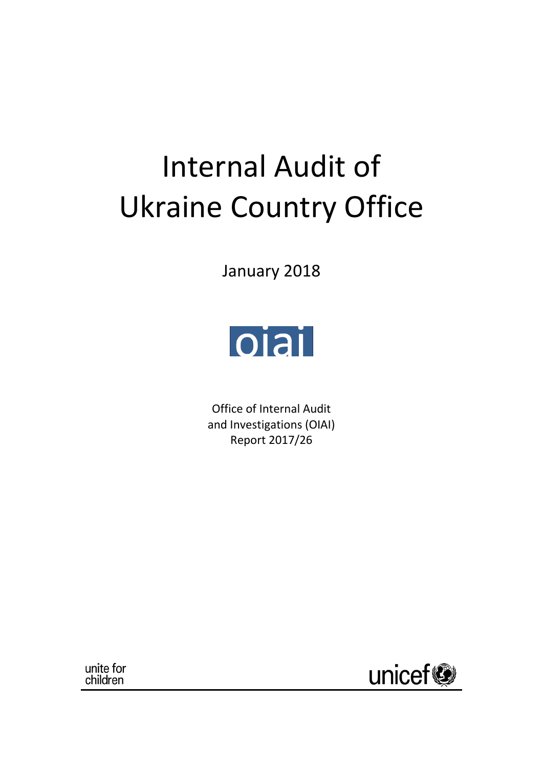# Internal Audit of Ukraine Country Office

January 2018

oiai

Office of Internal Audit
and Investigations (OIAI)
Report 2017/26

unite for
children

unicef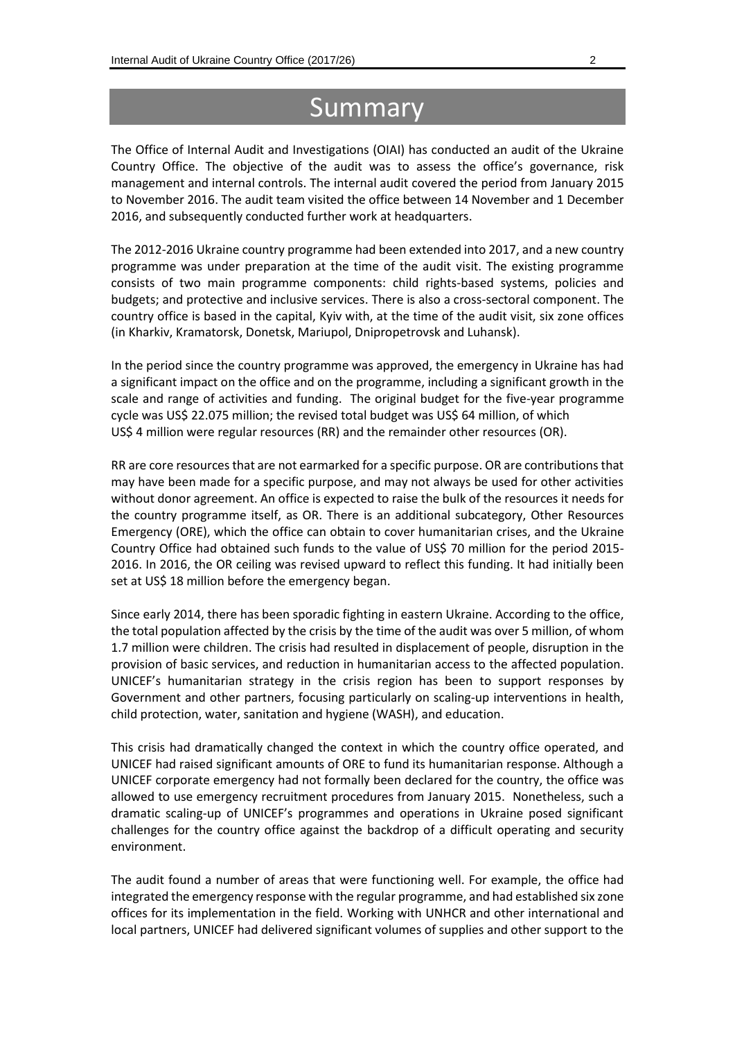# Summary

The Office of Internal Audit and Investigations (OIAI) has conducted an audit of the Ukraine Country Office. The objective of the audit was to assess the office's governance, risk management and internal controls. The internal audit covered the period from January 2015 to November 2016. The audit team visited the office between 14 November and 1 December 2016, and subsequently conducted further work at headquarters.

The 2012-2016 Ukraine country programme had been extended into 2017, and a new country programme was under preparation at the time of the audit visit. The existing programme consists of two main programme components: child rights-based systems, policies and budgets; and protective and inclusive services. There is also a cross-sectoral component. The country office is based in the capital, Kyiv with, at the time of the audit visit, six zone offices (in Kharkiv, Kramatorsk, Donetsk, Mariupol, Dnipropetrovsk and Luhansk).

In the period since the country programme was approved, the emergency in Ukraine has had a significant impact on the office and on the programme, including a significant growth in the scale and range of activities and funding. The original budget for the five-year programme cycle was US$ 22.075 million; the revised total budget was US$ 64 million, of which US$ 4 million were regular resources (RR) and the remainder other resources (OR).

RR are core resources that are not earmarked for a specific purpose. OR are contributions that may have been made for a specific purpose, and may not always be used for other activities without donor agreement. An office is expected to raise the bulk of the resources it needs for the country programme itself, as OR. There is an additional subcategory, Other Resources Emergency (ORE), which the office can obtain to cover humanitarian crises, and the Ukraine Country Office had obtained such funds to the value of US$ 70 million for the period 2015-2016. In 2016, the OR ceiling was revised upward to reflect this funding. It had initially been set at US$ 18 million before the emergency began.

Since early 2014, there has been sporadic fighting in eastern Ukraine. According to the office, the total population affected by the crisis by the time of the audit was over 5 million, of whom 1.7 million were children. The crisis had resulted in displacement of people, disruption in the provision of basic services, and reduction in humanitarian access to the affected population. UNICEF's humanitarian strategy in the crisis region has been to support responses by Government and other partners, focusing particularly on scaling-up interventions in health, child protection, water, sanitation and hygiene (WASH), and education.

This crisis had dramatically changed the context in which the country office operated, and UNICEF had raised significant amounts of ORE to fund its humanitarian response. Although a UNICEF corporate emergency had not formally been declared for the country, the office was allowed to use emergency recruitment procedures from January 2015. Nonetheless, such a dramatic scaling-up of UNICEF's programmes and operations in Ukraine posed significant challenges for the country office against the backdrop of a difficult operating and security environment.

The audit found a number of areas that were functioning well. For example, the office had integrated the emergency response with the regular programme, and had established six zone offices for its implementation in the field. Working with UNHCR and other international and local partners, UNICEF had delivered significant volumes of supplies and other support to the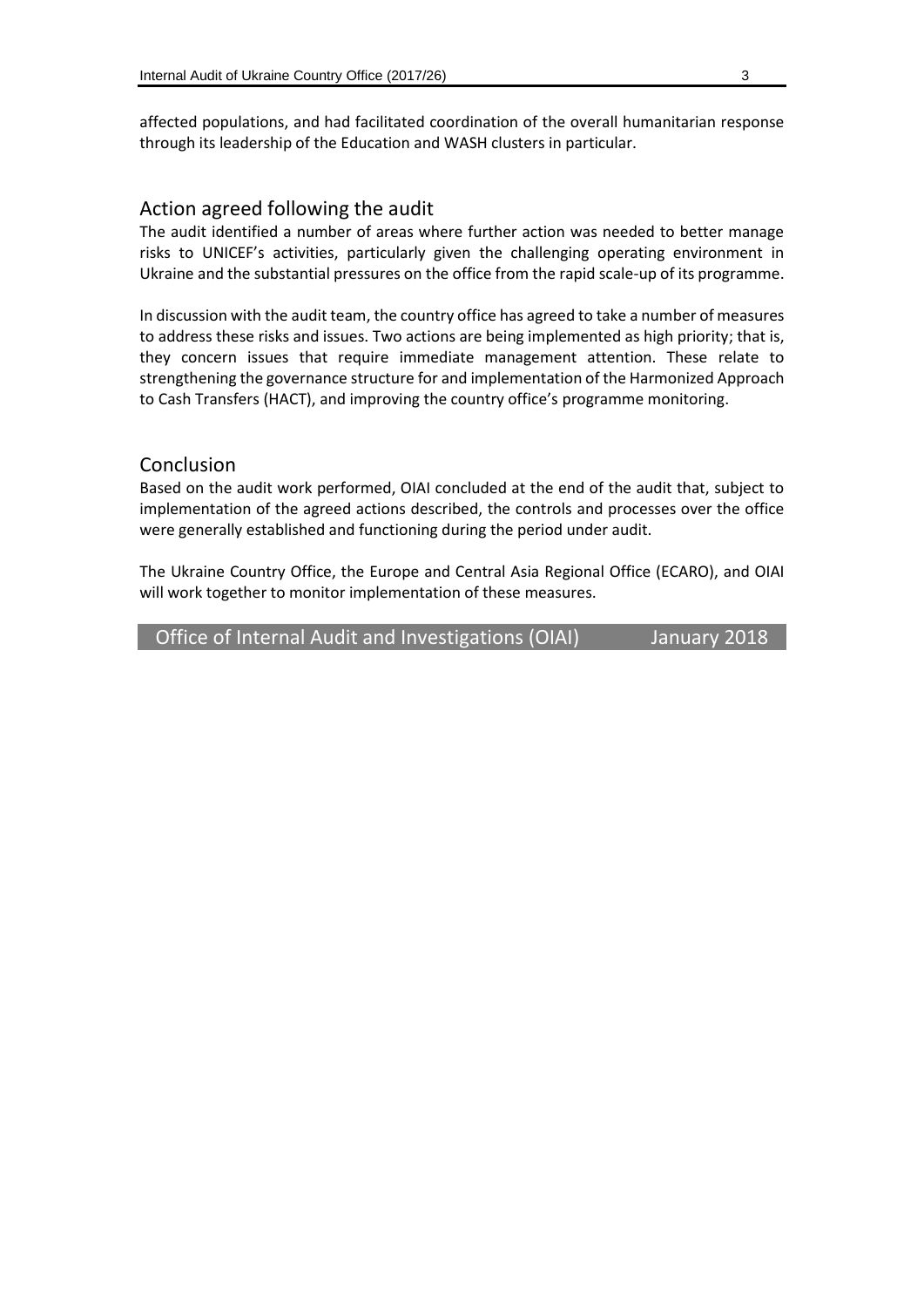affected populations, and had facilitated coordination of the overall humanitarian response through its leadership of the Education and WASH clusters in particular.

## Action agreed following the audit

The audit identified a number of areas where further action was needed to better manage risks to UNICEF's activities, particularly given the challenging operating environment in Ukraine and the substantial pressures on the office from the rapid scale-up of its programme.

In discussion with the audit team, the country office has agreed to take a number of measures to address these risks and issues. Two actions are being implemented as high priority; that is, they concern issues that require immediate management attention. These relate to strengthening the governance structure for and implementation of the Harmonized Approach to Cash Transfers (HACT), and improving the country office's programme monitoring.

## Conclusion

Based on the audit work performed, OIAI concluded at the end of the audit that, subject to implementation of the agreed actions described, the controls and processes over the office were generally established and functioning during the period under audit.

The Ukraine Country Office, the Europe and Central Asia Regional Office (ECARO), and OIAI will work together to monitor implementation of these measures.

Office of Internal Audit and Investigations (OIAI) January 2018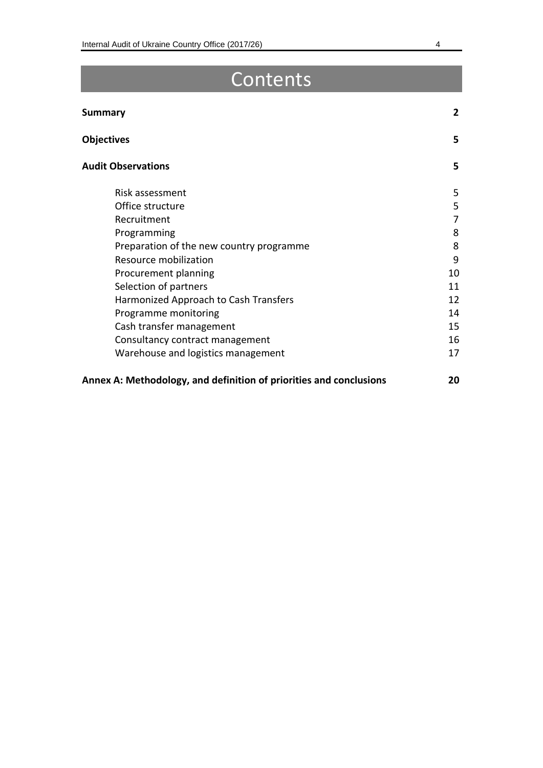# Contents

| | |
|---|---|
| **Summary** | **2** |
| **Objectives** | **5** |
| **Audit Observations** | **5** |
| Risk assessment | 5 |
| Office structure | 5 |
| Recruitment | 7 |
| Programming | 8 |
| Preparation of the new country programme | 8 |
| Resource mobilization | 9 |
| Procurement planning | 10 |
| Selection of partners | 11 |
| Harmonized Approach to Cash Transfers | 12 |
| Programme monitoring | 14 |
| Cash transfer management | 15 |
| Consultancy contract management | 16 |
| Warehouse and logistics management | 17 |
| **Annex A: Methodology, and definition of priorities and conclusions** | **20** |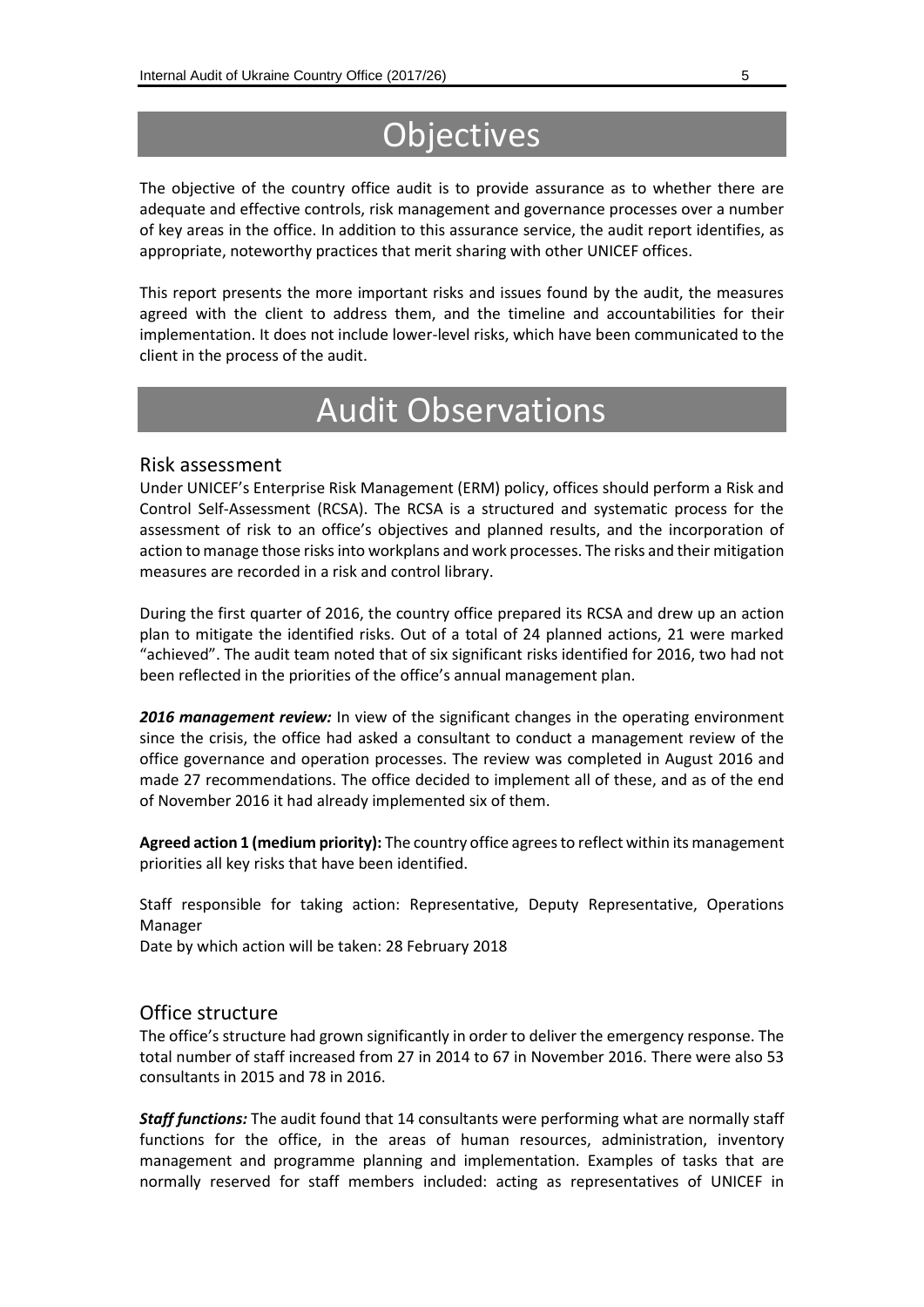# Objectives

The objective of the country office audit is to provide assurance as to whether there are adequate and effective controls, risk management and governance processes over a number of key areas in the office. In addition to this assurance service, the audit report identifies, as appropriate, noteworthy practices that merit sharing with other UNICEF offices.

This report presents the more important risks and issues found by the audit, the measures agreed with the client to address them, and the timeline and accountabilities for their implementation. It does not include lower-level risks, which have been communicated to the client in the process of the audit.

# Audit Observations

## Risk assessment

Under UNICEF's Enterprise Risk Management (ERM) policy, offices should perform a Risk and Control Self-Assessment (RCSA). The RCSA is a structured and systematic process for the assessment of risk to an office's objectives and planned results, and the incorporation of action to manage those risks into workplans and work processes. The risks and their mitigation measures are recorded in a risk and control library.

During the first quarter of 2016, the country office prepared its RCSA and drew up an action plan to mitigate the identified risks. Out of a total of 24 planned actions, 21 were marked "achieved". The audit team noted that of six significant risks identified for 2016, two had not been reflected in the priorities of the office's annual management plan.

***2016 management review:*** In view of the significant changes in the operating environment since the crisis, the office had asked a consultant to conduct a management review of the office governance and operation processes. The review was completed in August 2016 and made 27 recommendations. The office decided to implement all of these, and as of the end of November 2016 it had already implemented six of them.

**Agreed action 1 (medium priority):** The country office agrees to reflect within its management priorities all key risks that have been identified.

Staff responsible for taking action: Representative, Deputy Representative, Operations Manager
Date by which action will be taken: 28 February 2018

## Office structure

The office's structure had grown significantly in order to deliver the emergency response. The total number of staff increased from 27 in 2014 to 67 in November 2016. There were also 53 consultants in 2015 and 78 in 2016.

***Staff functions:*** The audit found that 14 consultants were performing what are normally staff functions for the office, in the areas of human resources, administration, inventory management and programme planning and implementation. Examples of tasks that are normally reserved for staff members included: acting as representatives of UNICEF in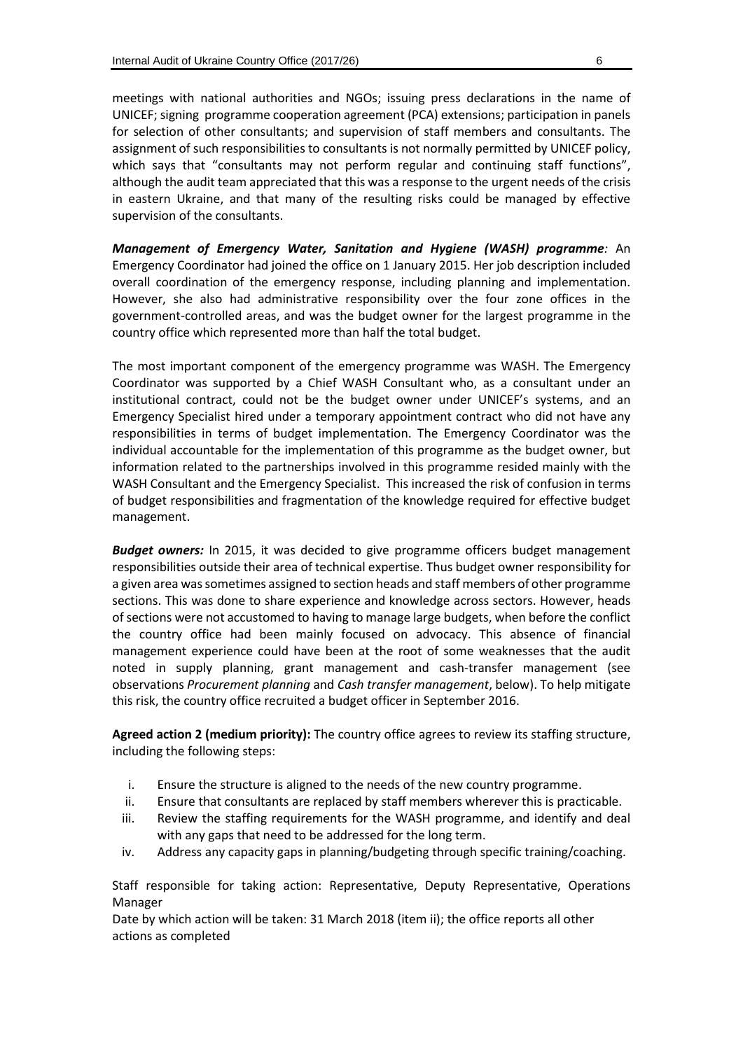meetings with national authorities and NGOs; issuing press declarations in the name of UNICEF; signing programme cooperation agreement (PCA) extensions; participation in panels for selection of other consultants; and supervision of staff members and consultants. The assignment of such responsibilities to consultants is not normally permitted by UNICEF policy, which says that "consultants may not perform regular and continuing staff functions", although the audit team appreciated that this was a response to the urgent needs of the crisis in eastern Ukraine, and that many of the resulting risks could be managed by effective supervision of the consultants.

***Management of Emergency Water, Sanitation and Hygiene (WASH) programme:*** An Emergency Coordinator had joined the office on 1 January 2015. Her job description included overall coordination of the emergency response, including planning and implementation. However, she also had administrative responsibility over the four zone offices in the government-controlled areas, and was the budget owner for the largest programme in the country office which represented more than half the total budget.

The most important component of the emergency programme was WASH. The Emergency Coordinator was supported by a Chief WASH Consultant who, as a consultant under an institutional contract, could not be the budget owner under UNICEF's systems, and an Emergency Specialist hired under a temporary appointment contract who did not have any responsibilities in terms of budget implementation. The Emergency Coordinator was the individual accountable for the implementation of this programme as the budget owner, but information related to the partnerships involved in this programme resided mainly with the WASH Consultant and the Emergency Specialist. This increased the risk of confusion in terms of budget responsibilities and fragmentation of the knowledge required for effective budget management.

***Budget owners:*** In 2015, it was decided to give programme officers budget management responsibilities outside their area of technical expertise. Thus budget owner responsibility for a given area was sometimes assigned to section heads and staff members of other programme sections. This was done to share experience and knowledge across sectors. However, heads of sections were not accustomed to having to manage large budgets, when before the conflict the country office had been mainly focused on advocacy. This absence of financial management experience could have been at the root of some weaknesses that the audit noted in supply planning, grant management and cash-transfer management (see observations *Procurement planning* and *Cash transfer management*, below). To help mitigate this risk, the country office recruited a budget officer in September 2016.

**Agreed action 2 (medium priority):** The country office agrees to review its staffing structure, including the following steps:

i. Ensure the structure is aligned to the needs of the new country programme.
ii. Ensure that consultants are replaced by staff members wherever this is practicable.
iii. Review the staffing requirements for the WASH programme, and identify and deal with any gaps that need to be addressed for the long term.
iv. Address any capacity gaps in planning/budgeting through specific training/coaching.

Staff responsible for taking action: Representative, Deputy Representative, Operations Manager
Date by which action will be taken: 31 March 2018 (item ii); the office reports all other actions as completed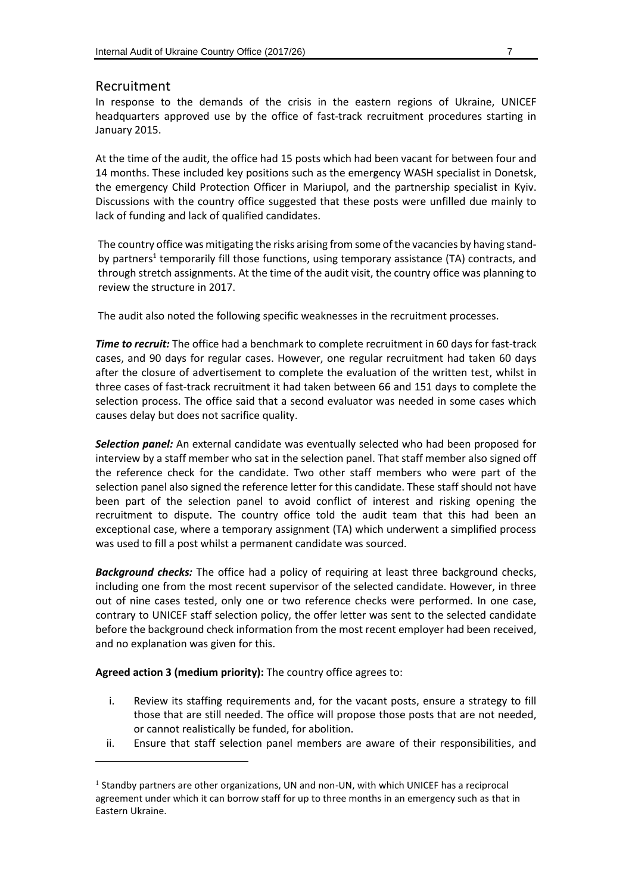## Recruitment

In response to the demands of the crisis in the eastern regions of Ukraine, UNICEF headquarters approved use by the office of fast-track recruitment procedures starting in January 2015.

At the time of the audit, the office had 15 posts which had been vacant for between four and 14 months. These included key positions such as the emergency WASH specialist in Donetsk, the emergency Child Protection Officer in Mariupol, and the partnership specialist in Kyiv. Discussions with the country office suggested that these posts were unfilled due mainly to lack of funding and lack of qualified candidates.

The country office was mitigating the risks arising from some of the vacancies by having stand-by partners[1] temporarily fill those functions, using temporary assistance (TA) contracts, and through stretch assignments. At the time of the audit visit, the country office was planning to review the structure in 2017.

The audit also noted the following specific weaknesses in the recruitment processes.

***Time to recruit:*** The office had a benchmark to complete recruitment in 60 days for fast-track cases, and 90 days for regular cases. However, one regular recruitment had taken 60 days after the closure of advertisement to complete the evaluation of the written test, whilst in three cases of fast-track recruitment it had taken between 66 and 151 days to complete the selection process. The office said that a second evaluator was needed in some cases which causes delay but does not sacrifice quality.

***Selection panel:*** An external candidate was eventually selected who had been proposed for interview by a staff member who sat in the selection panel. That staff member also signed off the reference check for the candidate. Two other staff members who were part of the selection panel also signed the reference letter for this candidate. These staff should not have been part of the selection panel to avoid conflict of interest and risking opening the recruitment to dispute. The country office told the audit team that this had been an exceptional case, where a temporary assignment (TA) which underwent a simplified process was used to fill a post whilst a permanent candidate was sourced.

***Background checks:*** The office had a policy of requiring at least three background checks, including one from the most recent supervisor of the selected candidate. However, in three out of nine cases tested, only one or two reference checks were performed. In one case, contrary to UNICEF staff selection policy, the offer letter was sent to the selected candidate before the background check information from the most recent employer had been received, and no explanation was given for this.

**Agreed action 3 (medium priority):** The country office agrees to:

i. Review its staffing requirements and, for the vacant posts, ensure a strategy to fill those that are still needed. The office will propose those posts that are not needed, or cannot realistically be funded, for abolition.
ii. Ensure that staff selection panel members are aware of their responsibilities, and

---

[1] Standby partners are other organizations, UN and non-UN, with which UNICEF has a reciprocal agreement under which it can borrow staff for up to three months in an emergency such as that in Eastern Ukraine.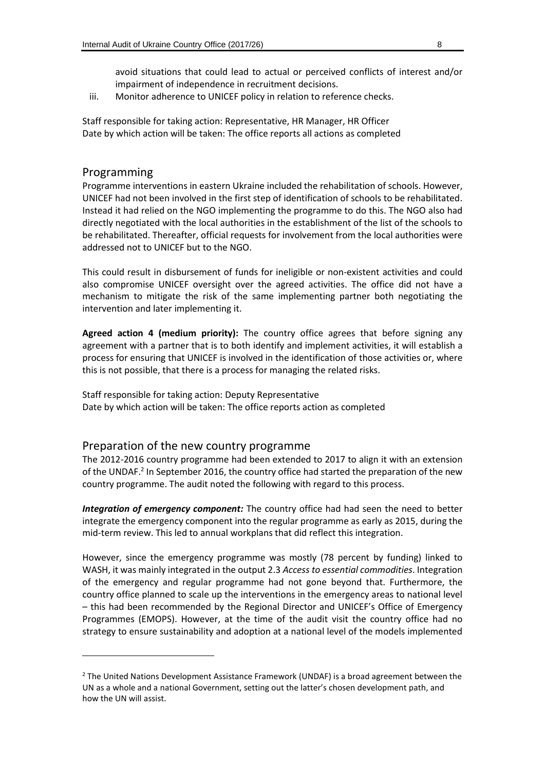avoid situations that could lead to actual or perceived conflicts of interest and/or impairment of independence in recruitment decisions.

iii. Monitor adherence to UNICEF policy in relation to reference checks.

Staff responsible for taking action: Representative, HR Manager, HR Officer
Date by which action will be taken: The office reports all actions as completed

## Programming

Programme interventions in eastern Ukraine included the rehabilitation of schools. However, UNICEF had not been involved in the first step of identification of schools to be rehabilitated. Instead it had relied on the NGO implementing the programme to do this. The NGO also had directly negotiated with the local authorities in the establishment of the list of the schools to be rehabilitated. Thereafter, official requests for involvement from the local authorities were addressed not to UNICEF but to the NGO.

This could result in disbursement of funds for ineligible or non-existent activities and could also compromise UNICEF oversight over the agreed activities. The office did not have a mechanism to mitigate the risk of the same implementing partner both negotiating the intervention and later implementing it.

**Agreed action 4 (medium priority):** The country office agrees that before signing any agreement with a partner that is to both identify and implement activities, it will establish a process for ensuring that UNICEF is involved in the identification of those activities or, where this is not possible, that there is a process for managing the related risks.

Staff responsible for taking action: Deputy Representative
Date by which action will be taken: The office reports action as completed

## Preparation of the new country programme

The 2012-2016 country programme had been extended to 2017 to align it with an extension of the UNDAF.[2] In September 2016, the country office had started the preparation of the new country programme. The audit noted the following with regard to this process.

***Integration of emergency component:*** The country office had had seen the need to better integrate the emergency component into the regular programme as early as 2015, during the mid-term review. This led to annual workplans that did reflect this integration.

However, since the emergency programme was mostly (78 percent by funding) linked to WASH, it was mainly integrated in the output 2.3 *Access to essential commodities*. Integration of the emergency and regular programme had not gone beyond that. Furthermore, the country office planned to scale up the interventions in the emergency areas to national level – this had been recommended by the Regional Director and UNICEF's Office of Emergency Programmes (EMOPS). However, at the time of the audit visit the country office had no strategy to ensure sustainability and adoption at a national level of the models implemented

[2] The United Nations Development Assistance Framework (UNDAF) is a broad agreement between the UN as a whole and a national Government, setting out the latter's chosen development path, and how the UN will assist.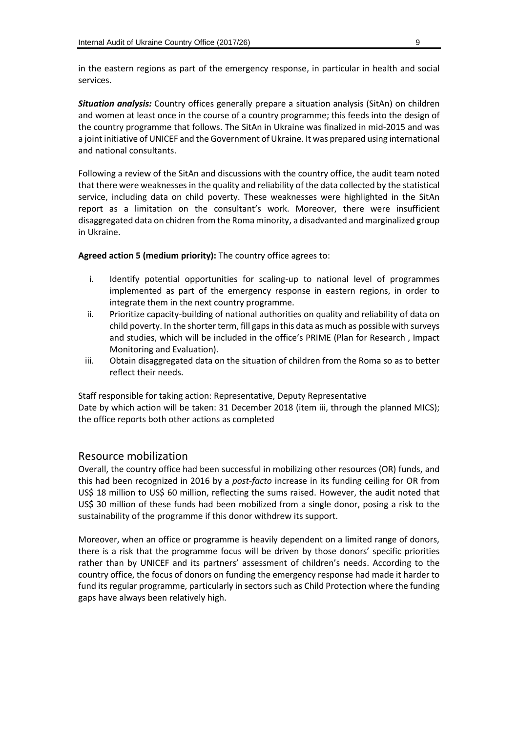in the eastern regions as part of the emergency response, in particular in health and social services.

***Situation analysis:*** Country offices generally prepare a situation analysis (SitAn) on children and women at least once in the course of a country programme; this feeds into the design of the country programme that follows. The SitAn in Ukraine was finalized in mid-2015 and was a joint initiative of UNICEF and the Government of Ukraine. It was prepared using international and national consultants.

Following a review of the SitAn and discussions with the country office, the audit team noted that there were weaknesses in the quality and reliability of the data collected by the statistical service, including data on child poverty. These weaknesses were highlighted in the SitAn report as a limitation on the consultant's work. Moreover, there were insufficient disaggregated data on chidren from the Roma minority, a disadvanted and marginalized group in Ukraine.

**Agreed action 5 (medium priority):** The country office agrees to:

i. Identify potential opportunities for scaling-up to national level of programmes implemented as part of the emergency response in eastern regions, in order to integrate them in the next country programme.
ii. Prioritize capacity-building of national authorities on quality and reliability of data on child poverty. In the shorter term, fill gaps in this data as much as possible with surveys and studies, which will be included in the office's PRIME (Plan for Research , Impact Monitoring and Evaluation).
iii. Obtain disaggregated data on the situation of children from the Roma so as to better reflect their needs.

Staff responsible for taking action: Representative, Deputy Representative
Date by which action will be taken: 31 December 2018 (item iii, through the planned MICS); the office reports both other actions as completed

## Resource mobilization

Overall, the country office had been successful in mobilizing other resources (OR) funds, and this had been recognized in 2016 by a *post-facto* increase in its funding ceiling for OR from US$ 18 million to US$ 60 million, reflecting the sums raised. However, the audit noted that US$ 30 million of these funds had been mobilized from a single donor, posing a risk to the sustainability of the programme if this donor withdrew its support.

Moreover, when an office or programme is heavily dependent on a limited range of donors, there is a risk that the programme focus will be driven by those donors' specific priorities rather than by UNICEF and its partners' assessment of children's needs. According to the country office, the focus of donors on funding the emergency response had made it harder to fund its regular programme, particularly in sectors such as Child Protection where the funding gaps have always been relatively high.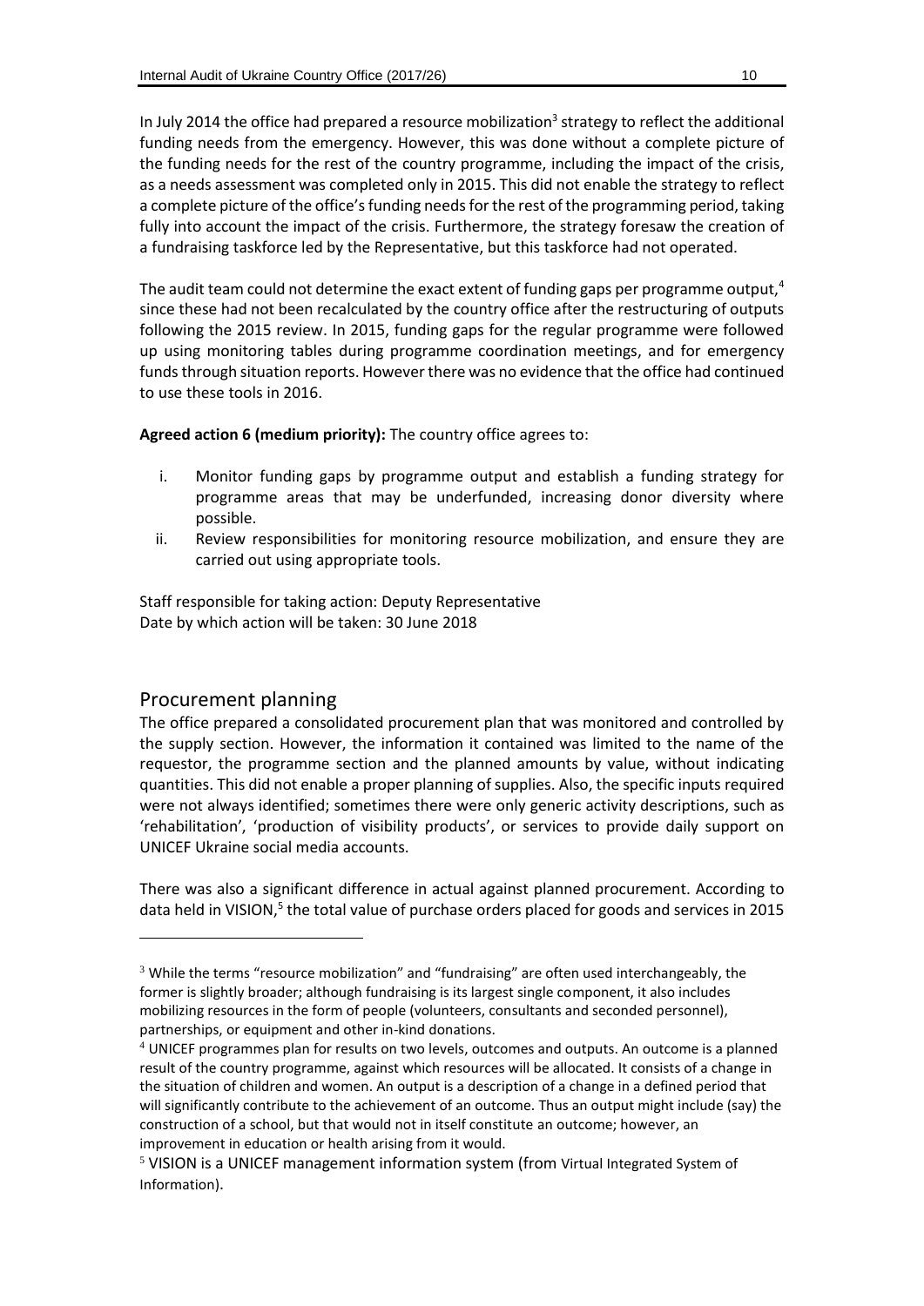In July 2014 the office had prepared a resource mobilization[3] strategy to reflect the additional funding needs from the emergency. However, this was done without a complete picture of the funding needs for the rest of the country programme, including the impact of the crisis, as a needs assessment was completed only in 2015. This did not enable the strategy to reflect a complete picture of the office's funding needs for the rest of the programming period, taking fully into account the impact of the crisis. Furthermore, the strategy foresaw the creation of a fundraising taskforce led by the Representative, but this taskforce had not operated.

The audit team could not determine the exact extent of funding gaps per programme output,[4] since these had not been recalculated by the country office after the restructuring of outputs following the 2015 review. In 2015, funding gaps for the regular programme were followed up using monitoring tables during programme coordination meetings, and for emergency funds through situation reports. However there was no evidence that the office had continued to use these tools in 2016.

**Agreed action 6 (medium priority):** The country office agrees to:

i. Monitor funding gaps by programme output and establish a funding strategy for programme areas that may be underfunded, increasing donor diversity where possible.
ii. Review responsibilities for monitoring resource mobilization, and ensure they are carried out using appropriate tools.

Staff responsible for taking action: Deputy Representative
Date by which action will be taken: 30 June 2018

## Procurement planning

The office prepared a consolidated procurement plan that was monitored and controlled by the supply section. However, the information it contained was limited to the name of the requestor, the programme section and the planned amounts by value, without indicating quantities. This did not enable a proper planning of supplies. Also, the specific inputs required were not always identified; sometimes there were only generic activity descriptions, such as 'rehabilitation', 'production of visibility products', or services to provide daily support on UNICEF Ukraine social media accounts.

There was also a significant difference in actual against planned procurement. According to data held in VISION,[5] the total value of purchase orders placed for goods and services in 2015

---

[3] While the terms "resource mobilization" and "fundraising" are often used interchangeably, the former is slightly broader; although fundraising is its largest single component, it also includes mobilizing resources in the form of people (volunteers, consultants and seconded personnel), partnerships, or equipment and other in-kind donations.

[4] UNICEF programmes plan for results on two levels, outcomes and outputs. An outcome is a planned result of the country programme, against which resources will be allocated. It consists of a change in the situation of children and women. An output is a description of a change in a defined period that will significantly contribute to the achievement of an outcome. Thus an output might include (say) the construction of a school, but that would not in itself constitute an outcome; however, an improvement in education or health arising from it would.

[5] VISION is a UNICEF management information system (from Virtual Integrated System of Information).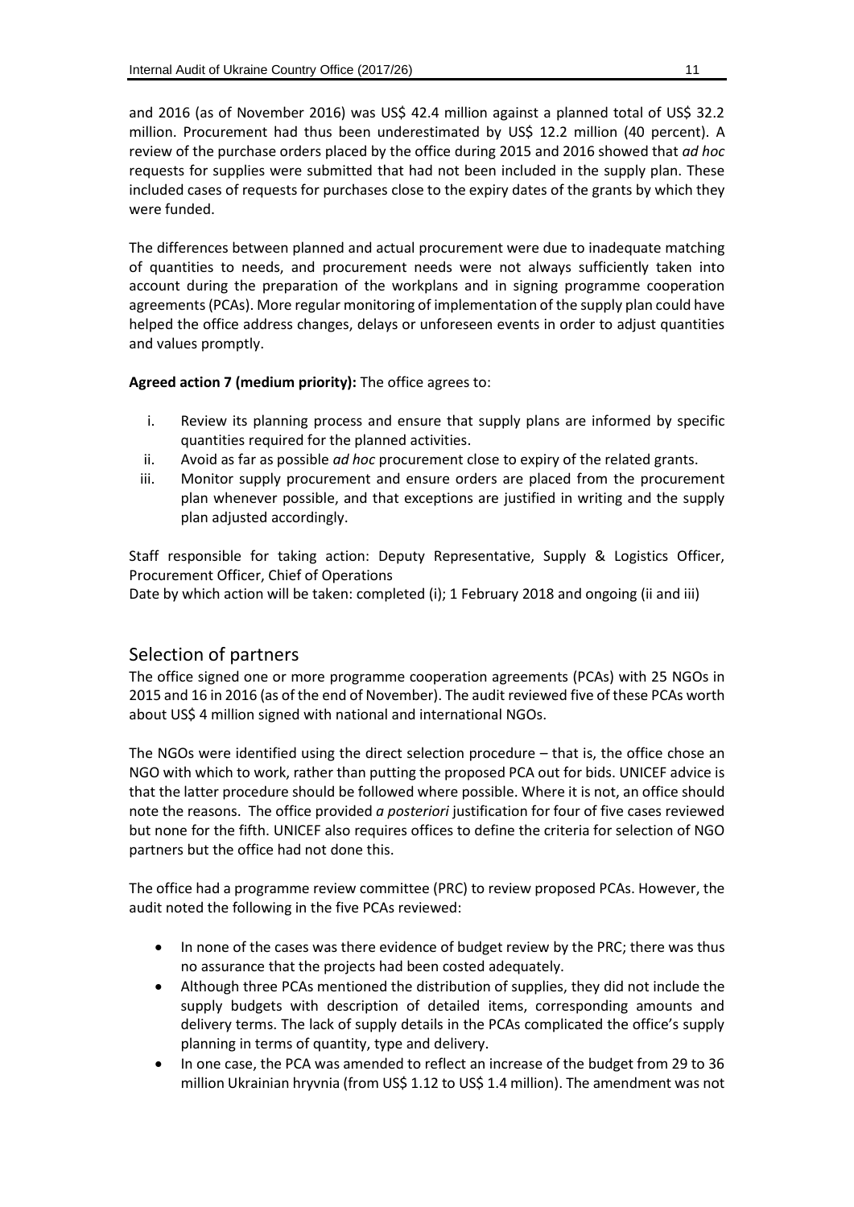and 2016 (as of November 2016) was US$ 42.4 million against a planned total of US$ 32.2 million. Procurement had thus been underestimated by US$ 12.2 million (40 percent). A review of the purchase orders placed by the office during 2015 and 2016 showed that *ad hoc* requests for supplies were submitted that had not been included in the supply plan. These included cases of requests for purchases close to the expiry dates of the grants by which they were funded.

The differences between planned and actual procurement were due to inadequate matching of quantities to needs, and procurement needs were not always sufficiently taken into account during the preparation of the workplans and in signing programme cooperation agreements (PCAs). More regular monitoring of implementation of the supply plan could have helped the office address changes, delays or unforeseen events in order to adjust quantities and values promptly.

**Agreed action 7 (medium priority):** The office agrees to:

i. Review its planning process and ensure that supply plans are informed by specific quantities required for the planned activities.
ii. Avoid as far as possible *ad hoc* procurement close to expiry of the related grants.
iii. Monitor supply procurement and ensure orders are placed from the procurement plan whenever possible, and that exceptions are justified in writing and the supply plan adjusted accordingly.

Staff responsible for taking action: Deputy Representative, Supply & Logistics Officer, Procurement Officer, Chief of Operations
Date by which action will be taken: completed (i); 1 February 2018 and ongoing (ii and iii)

## Selection of partners

The office signed one or more programme cooperation agreements (PCAs) with 25 NGOs in 2015 and 16 in 2016 (as of the end of November). The audit reviewed five of these PCAs worth about US$ 4 million signed with national and international NGOs.

The NGOs were identified using the direct selection procedure – that is, the office chose an NGO with which to work, rather than putting the proposed PCA out for bids. UNICEF advice is that the latter procedure should be followed where possible. Where it is not, an office should note the reasons. The office provided *a posteriori* justification for four of five cases reviewed but none for the fifth. UNICEF also requires offices to define the criteria for selection of NGO partners but the office had not done this.

The office had a programme review committee (PRC) to review proposed PCAs. However, the audit noted the following in the five PCAs reviewed:

- In none of the cases was there evidence of budget review by the PRC; there was thus no assurance that the projects had been costed adequately.
- Although three PCAs mentioned the distribution of supplies, they did not include the supply budgets with description of detailed items, corresponding amounts and delivery terms. The lack of supply details in the PCAs complicated the office's supply planning in terms of quantity, type and delivery.
- In one case, the PCA was amended to reflect an increase of the budget from 29 to 36 million Ukrainian hryvnia (from US$ 1.12 to US$ 1.4 million). The amendment was not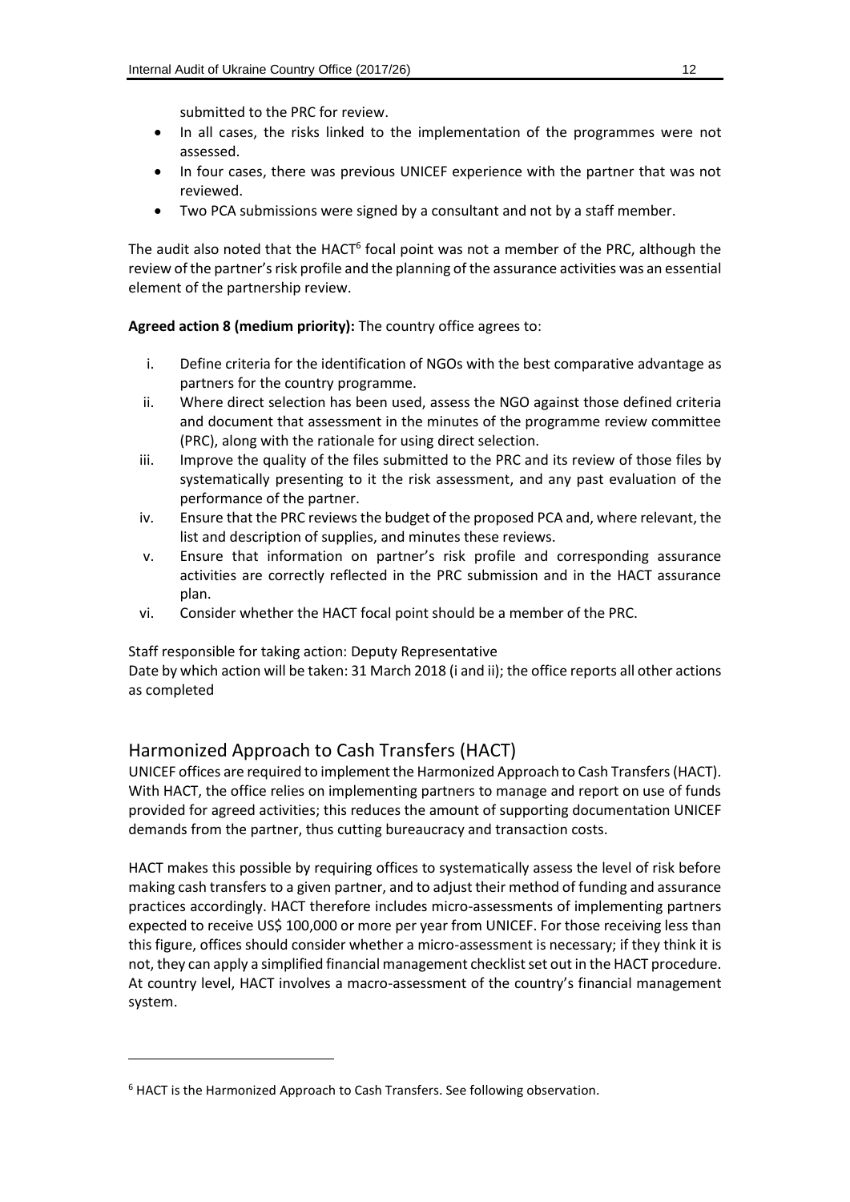submitted to the PRC for review.

- In all cases, the risks linked to the implementation of the programmes were not assessed.
- In four cases, there was previous UNICEF experience with the partner that was not reviewed.
- Two PCA submissions were signed by a consultant and not by a staff member.

The audit also noted that the HACT[6] focal point was not a member of the PRC, although the review of the partner's risk profile and the planning of the assurance activities was an essential element of the partnership review.

**Agreed action 8 (medium priority):** The country office agrees to:

i. Define criteria for the identification of NGOs with the best comparative advantage as partners for the country programme.
ii. Where direct selection has been used, assess the NGO against those defined criteria and document that assessment in the minutes of the programme review committee (PRC), along with the rationale for using direct selection.
iii. Improve the quality of the files submitted to the PRC and its review of those files by systematically presenting to it the risk assessment, and any past evaluation of the performance of the partner.
iv. Ensure that the PRC reviews the budget of the proposed PCA and, where relevant, the list and description of supplies, and minutes these reviews.
v. Ensure that information on partner's risk profile and corresponding assurance activities are correctly reflected in the PRC submission and in the HACT assurance plan.
vi. Consider whether the HACT focal point should be a member of the PRC.

Staff responsible for taking action: Deputy Representative
Date by which action will be taken: 31 March 2018 (i and ii); the office reports all other actions as completed

## Harmonized Approach to Cash Transfers (HACT)

UNICEF offices are required to implement the Harmonized Approach to Cash Transfers (HACT). With HACT, the office relies on implementing partners to manage and report on use of funds provided for agreed activities; this reduces the amount of supporting documentation UNICEF demands from the partner, thus cutting bureaucracy and transaction costs.

HACT makes this possible by requiring offices to systematically assess the level of risk before making cash transfers to a given partner, and to adjust their method of funding and assurance practices accordingly. HACT therefore includes micro-assessments of implementing partners expected to receive US$ 100,000 or more per year from UNICEF. For those receiving less than this figure, offices should consider whether a micro-assessment is necessary; if they think it is not, they can apply a simplified financial management checklist set out in the HACT procedure. At country level, HACT involves a macro-assessment of the country's financial management system.

[6] HACT is the Harmonized Approach to Cash Transfers. See following observation.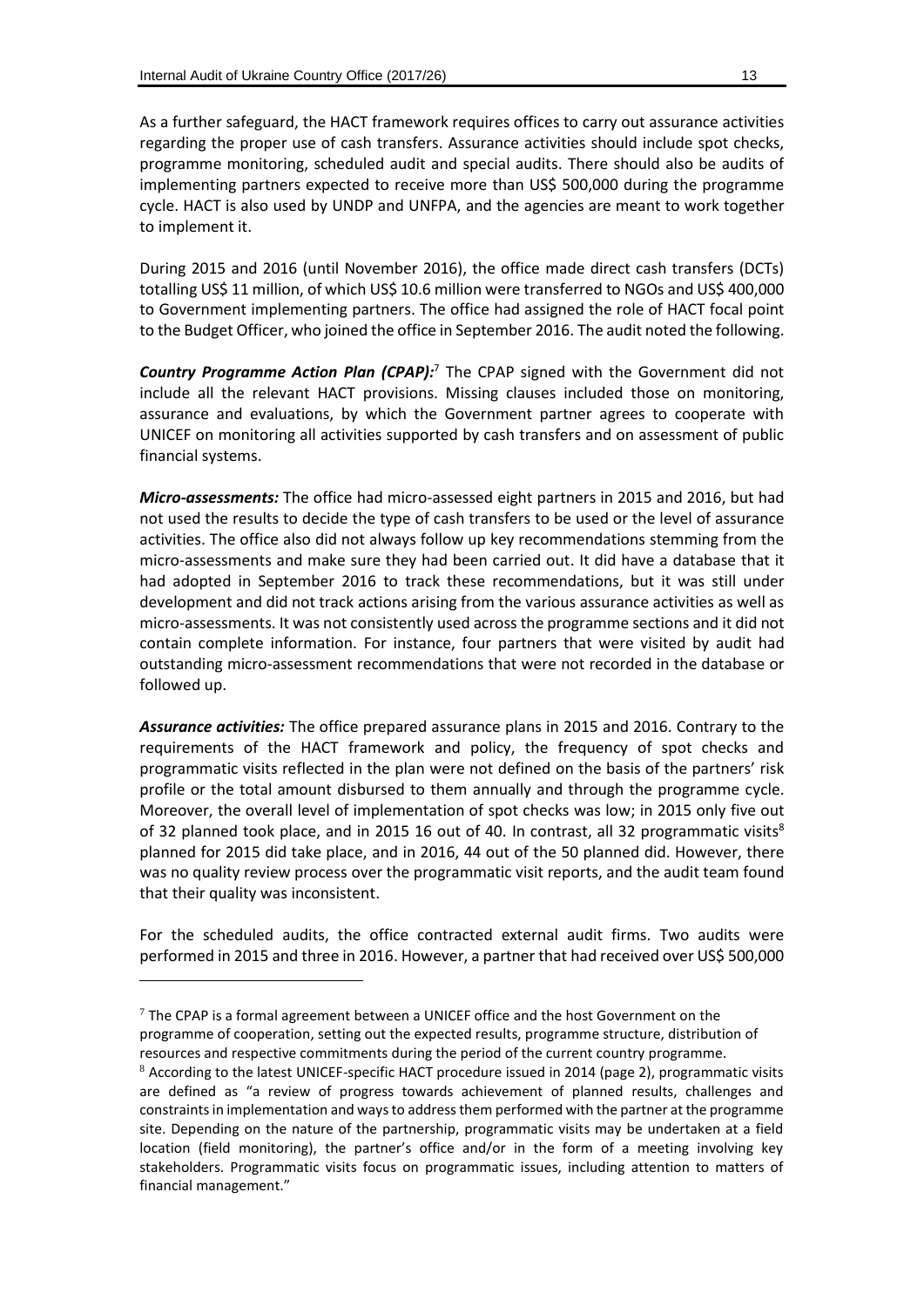As a further safeguard, the HACT framework requires offices to carry out assurance activities regarding the proper use of cash transfers. Assurance activities should include spot checks, programme monitoring, scheduled audit and special audits. There should also be audits of implementing partners expected to receive more than US$ 500,000 during the programme cycle. HACT is also used by UNDP and UNFPA, and the agencies are meant to work together to implement it.

During 2015 and 2016 (until November 2016), the office made direct cash transfers (DCTs) totalling US$ 11 million, of which US$ 10.6 million were transferred to NGOs and US$ 400,000 to Government implementing partners. The office had assigned the role of HACT focal point to the Budget Officer, who joined the office in September 2016. The audit noted the following.

***Country Programme Action Plan (CPAP):***[7] The CPAP signed with the Government did not include all the relevant HACT provisions. Missing clauses included those on monitoring, assurance and evaluations, by which the Government partner agrees to cooperate with UNICEF on monitoring all activities supported by cash transfers and on assessment of public financial systems.

***Micro-assessments:*** The office had micro-assessed eight partners in 2015 and 2016, but had not used the results to decide the type of cash transfers to be used or the level of assurance activities. The office also did not always follow up key recommendations stemming from the micro-assessments and make sure they had been carried out. It did have a database that it had adopted in September 2016 to track these recommendations, but it was still under development and did not track actions arising from the various assurance activities as well as micro-assessments. It was not consistently used across the programme sections and it did not contain complete information. For instance, four partners that were visited by audit had outstanding micro-assessment recommendations that were not recorded in the database or followed up.

***Assurance activities:*** The office prepared assurance plans in 2015 and 2016. Contrary to the requirements of the HACT framework and policy, the frequency of spot checks and programmatic visits reflected in the plan were not defined on the basis of the partners' risk profile or the total amount disbursed to them annually and through the programme cycle. Moreover, the overall level of implementation of spot checks was low; in 2015 only five out of 32 planned took place, and in 2015 16 out of 40. In contrast, all 32 programmatic visits[8] planned for 2015 did take place, and in 2016, 44 out of the 50 planned did. However, there was no quality review process over the programmatic visit reports, and the audit team found that their quality was inconsistent.

For the scheduled audits, the office contracted external audit firms. Two audits were performed in 2015 and three in 2016. However, a partner that had received over US$ 500,000

---

[7] The CPAP is a formal agreement between a UNICEF office and the host Government on the programme of cooperation, setting out the expected results, programme structure, distribution of resources and respective commitments during the period of the current country programme.

[8] According to the latest UNICEF-specific HACT procedure issued in 2014 (page 2), programmatic visits are defined as "a review of progress towards achievement of planned results, challenges and constraints in implementation and ways to address them performed with the partner at the programme site. Depending on the nature of the partnership, programmatic visits may be undertaken at a field location (field monitoring), the partner's office and/or in the form of a meeting involving key stakeholders. Programmatic visits focus on programmatic issues, including attention to matters of financial management."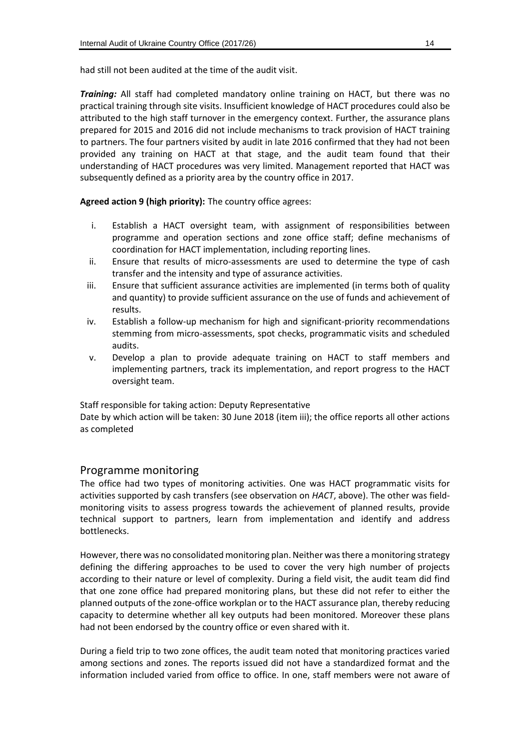had still not been audited at the time of the audit visit.

***Training:*** All staff had completed mandatory online training on HACT, but there was no practical training through site visits. Insufficient knowledge of HACT procedures could also be attributed to the high staff turnover in the emergency context. Further, the assurance plans prepared for 2015 and 2016 did not include mechanisms to track provision of HACT training to partners. The four partners visited by audit in late 2016 confirmed that they had not been provided any training on HACT at that stage, and the audit team found that their understanding of HACT procedures was very limited. Management reported that HACT was subsequently defined as a priority area by the country office in 2017.

**Agreed action 9 (high priority):** The country office agrees:

i. Establish a HACT oversight team, with assignment of responsibilities between programme and operation sections and zone office staff; define mechanisms of coordination for HACT implementation, including reporting lines.
ii. Ensure that results of micro-assessments are used to determine the type of cash transfer and the intensity and type of assurance activities.
iii. Ensure that sufficient assurance activities are implemented (in terms both of quality and quantity) to provide sufficient assurance on the use of funds and achievement of results.
iv. Establish a follow-up mechanism for high and significant-priority recommendations stemming from micro-assessments, spot checks, programmatic visits and scheduled audits.
v. Develop a plan to provide adequate training on HACT to staff members and implementing partners, track its implementation, and report progress to the HACT oversight team.

Staff responsible for taking action: Deputy Representative
Date by which action will be taken: 30 June 2018 (item iii); the office reports all other actions as completed

## Programme monitoring

The office had two types of monitoring activities. One was HACT programmatic visits for activities supported by cash transfers (see observation on *HACT*, above). The other was field-monitoring visits to assess progress towards the achievement of planned results, provide technical support to partners, learn from implementation and identify and address bottlenecks.

However, there was no consolidated monitoring plan. Neither was there a monitoring strategy defining the differing approaches to be used to cover the very high number of projects according to their nature or level of complexity. During a field visit, the audit team did find that one zone office had prepared monitoring plans, but these did not refer to either the planned outputs of the zone-office workplan or to the HACT assurance plan, thereby reducing capacity to determine whether all key outputs had been monitored. Moreover these plans had not been endorsed by the country office or even shared with it.

During a field trip to two zone offices, the audit team noted that monitoring practices varied among sections and zones. The reports issued did not have a standardized format and the information included varied from office to office. In one, staff members were not aware of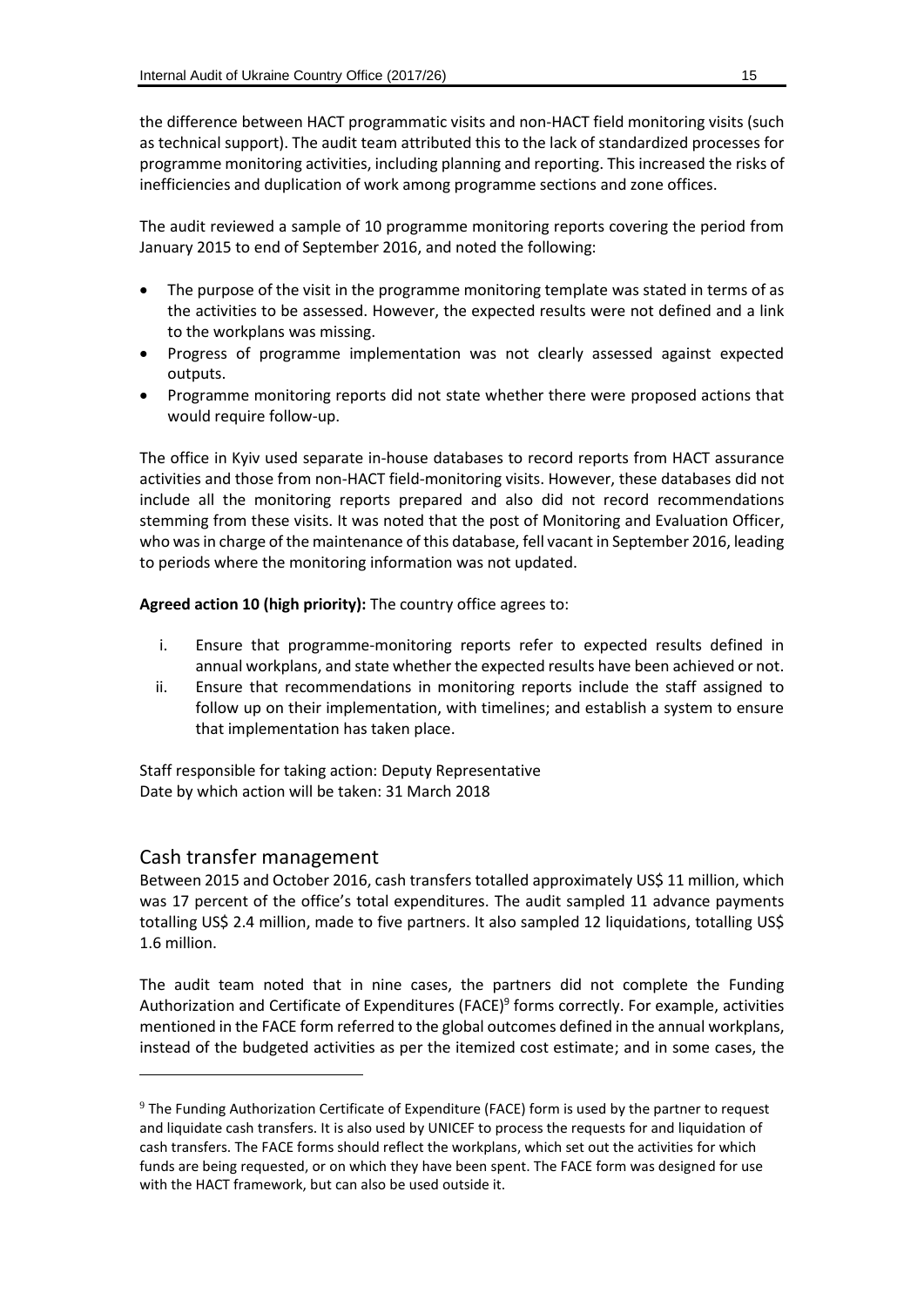the difference between HACT programmatic visits and non-HACT field monitoring visits (such as technical support). The audit team attributed this to the lack of standardized processes for programme monitoring activities, including planning and reporting. This increased the risks of inefficiencies and duplication of work among programme sections and zone offices.

The audit reviewed a sample of 10 programme monitoring reports covering the period from January 2015 to end of September 2016, and noted the following:

- The purpose of the visit in the programme monitoring template was stated in terms of as the activities to be assessed. However, the expected results were not defined and a link to the workplans was missing.
- Progress of programme implementation was not clearly assessed against expected outputs.
- Programme monitoring reports did not state whether there were proposed actions that would require follow-up.

The office in Kyiv used separate in-house databases to record reports from HACT assurance activities and those from non-HACT field-monitoring visits. However, these databases did not include all the monitoring reports prepared and also did not record recommendations stemming from these visits. It was noted that the post of Monitoring and Evaluation Officer, who was in charge of the maintenance of this database, fell vacant in September 2016, leading to periods where the monitoring information was not updated.

**Agreed action 10 (high priority):** The country office agrees to:

i. Ensure that programme-monitoring reports refer to expected results defined in annual workplans, and state whether the expected results have been achieved or not.
ii. Ensure that recommendations in monitoring reports include the staff assigned to follow up on their implementation, with timelines; and establish a system to ensure that implementation has taken place.

Staff responsible for taking action: Deputy Representative
Date by which action will be taken: 31 March 2018

## Cash transfer management

Between 2015 and October 2016, cash transfers totalled approximately US$ 11 million, which was 17 percent of the office's total expenditures. The audit sampled 11 advance payments totalling US$ 2.4 million, made to five partners. It also sampled 12 liquidations, totalling US$ 1.6 million.

The audit team noted that in nine cases, the partners did not complete the Funding Authorization and Certificate of Expenditures (FACE)[9] forms correctly. For example, activities mentioned in the FACE form referred to the global outcomes defined in the annual workplans, instead of the budgeted activities as per the itemized cost estimate; and in some cases, the

[9] The Funding Authorization Certificate of Expenditure (FACE) form is used by the partner to request and liquidate cash transfers. It is also used by UNICEF to process the requests for and liquidation of cash transfers. The FACE forms should reflect the workplans, which set out the activities for which funds are being requested, or on which they have been spent. The FACE form was designed for use with the HACT framework, but can also be used outside it.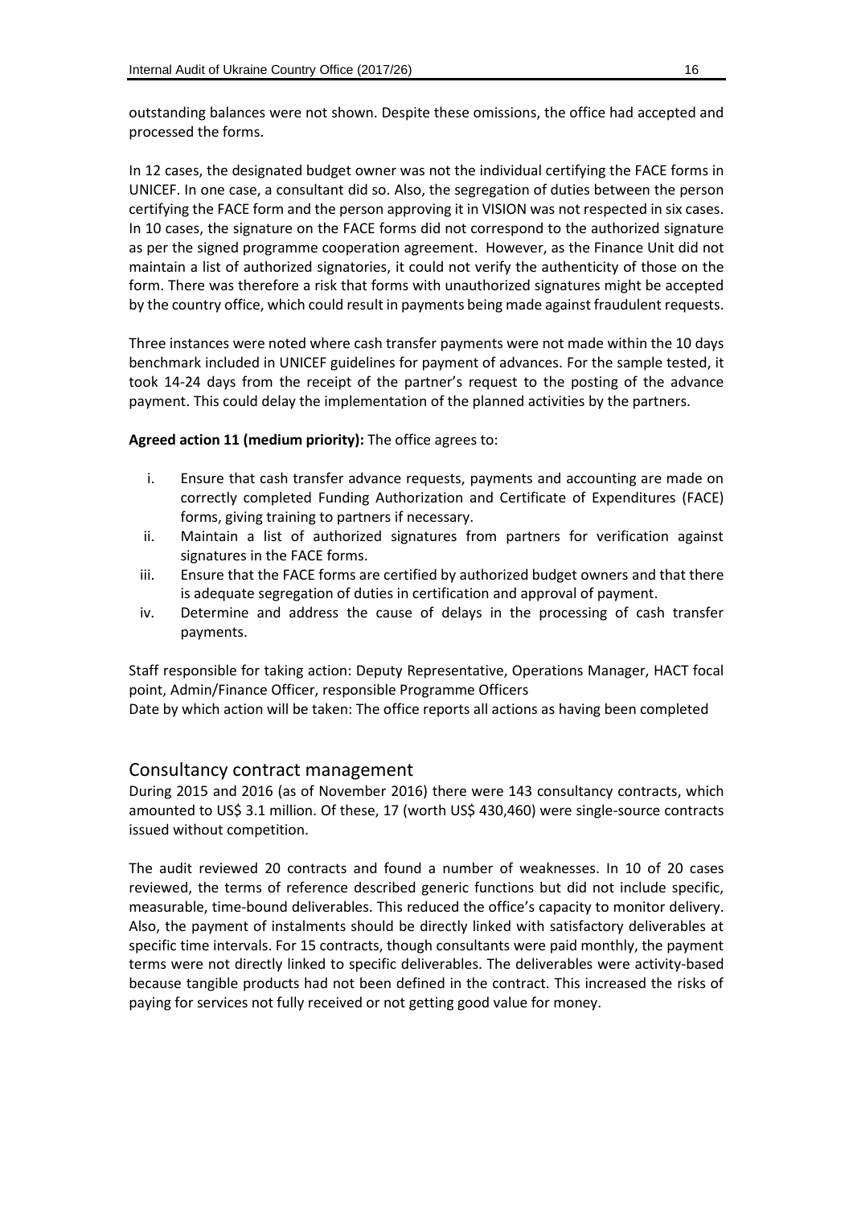outstanding balances were not shown. Despite these omissions, the office had accepted and processed the forms.

In 12 cases, the designated budget owner was not the individual certifying the FACE forms in UNICEF. In one case, a consultant did so. Also, the segregation of duties between the person certifying the FACE form and the person approving it in VISION was not respected in six cases. In 10 cases, the signature on the FACE forms did not correspond to the authorized signature as per the signed programme cooperation agreement. However, as the Finance Unit did not maintain a list of authorized signatories, it could not verify the authenticity of those on the form. There was therefore a risk that forms with unauthorized signatures might be accepted by the country office, which could result in payments being made against fraudulent requests.

Three instances were noted where cash transfer payments were not made within the 10 days benchmark included in UNICEF guidelines for payment of advances. For the sample tested, it took 14-24 days from the receipt of the partner's request to the posting of the advance payment. This could delay the implementation of the planned activities by the partners.

**Agreed action 11 (medium priority):** The office agrees to:

i. Ensure that cash transfer advance requests, payments and accounting are made on correctly completed Funding Authorization and Certificate of Expenditures (FACE) forms, giving training to partners if necessary.
ii. Maintain a list of authorized signatures from partners for verification against signatures in the FACE forms.
iii. Ensure that the FACE forms are certified by authorized budget owners and that there is adequate segregation of duties in certification and approval of payment.
iv. Determine and address the cause of delays in the processing of cash transfer payments.

Staff responsible for taking action: Deputy Representative, Operations Manager, HACT focal point, Admin/Finance Officer, responsible Programme Officers
Date by which action will be taken: The office reports all actions as having been completed

## Consultancy contract management

During 2015 and 2016 (as of November 2016) there were 143 consultancy contracts, which amounted to US$ 3.1 million. Of these, 17 (worth US$ 430,460) were single-source contracts issued without competition.

The audit reviewed 20 contracts and found a number of weaknesses. In 10 of 20 cases reviewed, the terms of reference described generic functions but did not include specific, measurable, time-bound deliverables. This reduced the office's capacity to monitor delivery. Also, the payment of instalments should be directly linked with satisfactory deliverables at specific time intervals. For 15 contracts, though consultants were paid monthly, the payment terms were not directly linked to specific deliverables. The deliverables were activity-based because tangible products had not been defined in the contract. This increased the risks of paying for services not fully received or not getting good value for money.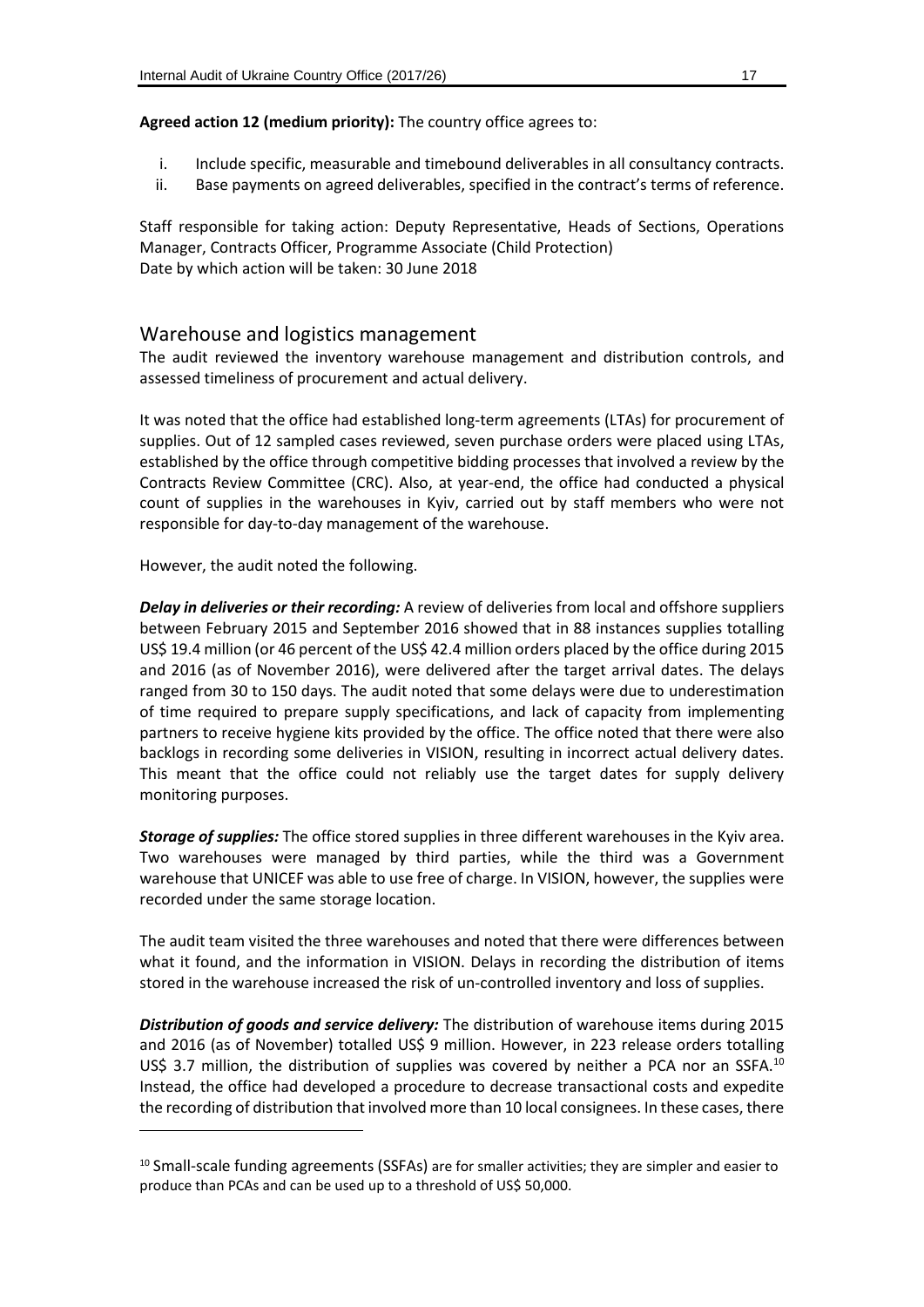**Agreed action 12 (medium priority):** The country office agrees to:

i. Include specific, measurable and timebound deliverables in all consultancy contracts.
ii. Base payments on agreed deliverables, specified in the contract's terms of reference.

Staff responsible for taking action: Deputy Representative, Heads of Sections, Operations Manager, Contracts Officer, Programme Associate (Child Protection)
Date by which action will be taken: 30 June 2018

## Warehouse and logistics management

The audit reviewed the inventory warehouse management and distribution controls, and assessed timeliness of procurement and actual delivery.

It was noted that the office had established long-term agreements (LTAs) for procurement of supplies. Out of 12 sampled cases reviewed, seven purchase orders were placed using LTAs, established by the office through competitive bidding processes that involved a review by the Contracts Review Committee (CRC). Also, at year-end, the office had conducted a physical count of supplies in the warehouses in Kyiv, carried out by staff members who were not responsible for day-to-day management of the warehouse.

However, the audit noted the following.

***Delay in deliveries or their recording:*** A review of deliveries from local and offshore suppliers between February 2015 and September 2016 showed that in 88 instances supplies totalling US$ 19.4 million (or 46 percent of the US$ 42.4 million orders placed by the office during 2015 and 2016 (as of November 2016), were delivered after the target arrival dates. The delays ranged from 30 to 150 days. The audit noted that some delays were due to underestimation of time required to prepare supply specifications, and lack of capacity from implementing partners to receive hygiene kits provided by the office. The office noted that there were also backlogs in recording some deliveries in VISION, resulting in incorrect actual delivery dates. This meant that the office could not reliably use the target dates for supply delivery monitoring purposes.

***Storage of supplies:*** The office stored supplies in three different warehouses in the Kyiv area. Two warehouses were managed by third parties, while the third was a Government warehouse that UNICEF was able to use free of charge. In VISION, however, the supplies were recorded under the same storage location.

The audit team visited the three warehouses and noted that there were differences between what it found, and the information in VISION. Delays in recording the distribution of items stored in the warehouse increased the risk of un-controlled inventory and loss of supplies.

***Distribution of goods and service delivery:*** The distribution of warehouse items during 2015 and 2016 (as of November) totalled US$ 9 million. However, in 223 release orders totalling US$ 3.7 million, the distribution of supplies was covered by neither a PCA nor an SSFA.[10] Instead, the office had developed a procedure to decrease transactional costs and expedite the recording of distribution that involved more than 10 local consignees. In these cases, there

[10] Small-scale funding agreements (SSFAs) are for smaller activities; they are simpler and easier to produce than PCAs and can be used up to a threshold of US$ 50,000.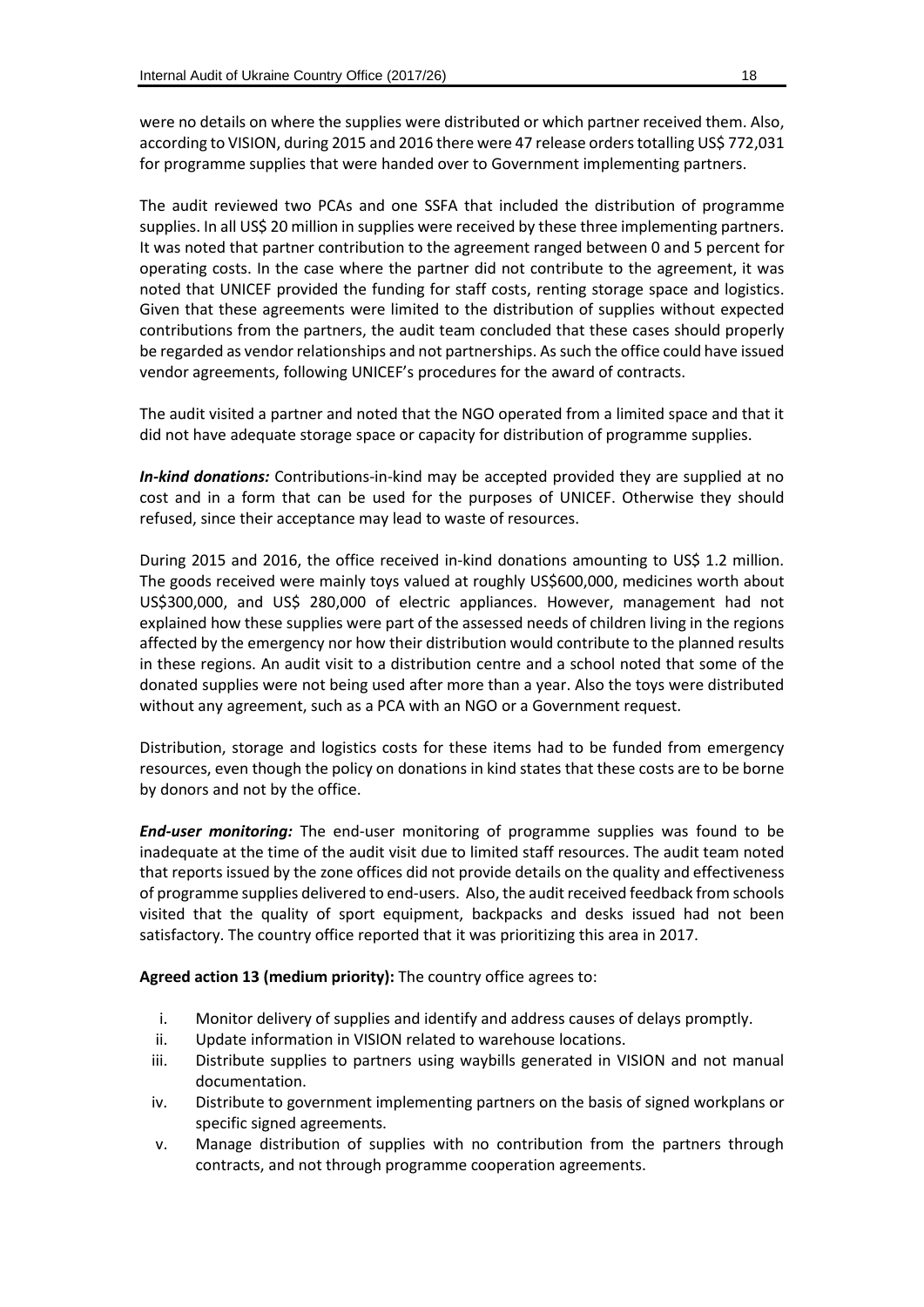were no details on where the supplies were distributed or which partner received them. Also, according to VISION, during 2015 and 2016 there were 47 release orders totalling US$ 772,031 for programme supplies that were handed over to Government implementing partners.

The audit reviewed two PCAs and one SSFA that included the distribution of programme supplies. In all US$ 20 million in supplies were received by these three implementing partners. It was noted that partner contribution to the agreement ranged between 0 and 5 percent for operating costs. In the case where the partner did not contribute to the agreement, it was noted that UNICEF provided the funding for staff costs, renting storage space and logistics. Given that these agreements were limited to the distribution of supplies without expected contributions from the partners, the audit team concluded that these cases should properly be regarded as vendor relationships and not partnerships. As such the office could have issued vendor agreements, following UNICEF's procedures for the award of contracts.

The audit visited a partner and noted that the NGO operated from a limited space and that it did not have adequate storage space or capacity for distribution of programme supplies.

***In-kind donations:*** Contributions-in-kind may be accepted provided they are supplied at no cost and in a form that can be used for the purposes of UNICEF. Otherwise they should refused, since their acceptance may lead to waste of resources.

During 2015 and 2016, the office received in-kind donations amounting to US$ 1.2 million. The goods received were mainly toys valued at roughly US$600,000, medicines worth about US$300,000, and US$ 280,000 of electric appliances. However, management had not explained how these supplies were part of the assessed needs of children living in the regions affected by the emergency nor how their distribution would contribute to the planned results in these regions. An audit visit to a distribution centre and a school noted that some of the donated supplies were not being used after more than a year. Also the toys were distributed without any agreement, such as a PCA with an NGO or a Government request.

Distribution, storage and logistics costs for these items had to be funded from emergency resources, even though the policy on donations in kind states that these costs are to be borne by donors and not by the office.

***End-user monitoring:*** The end-user monitoring of programme supplies was found to be inadequate at the time of the audit visit due to limited staff resources. The audit team noted that reports issued by the zone offices did not provide details on the quality and effectiveness of programme supplies delivered to end-users. Also, the audit received feedback from schools visited that the quality of sport equipment, backpacks and desks issued had not been satisfactory. The country office reported that it was prioritizing this area in 2017.

**Agreed action 13 (medium priority):** The country office agrees to:

i. Monitor delivery of supplies and identify and address causes of delays promptly.
ii. Update information in VISION related to warehouse locations.
iii. Distribute supplies to partners using waybills generated in VISION and not manual documentation.
iv. Distribute to government implementing partners on the basis of signed workplans or specific signed agreements.
v. Manage distribution of supplies with no contribution from the partners through contracts, and not through programme cooperation agreements.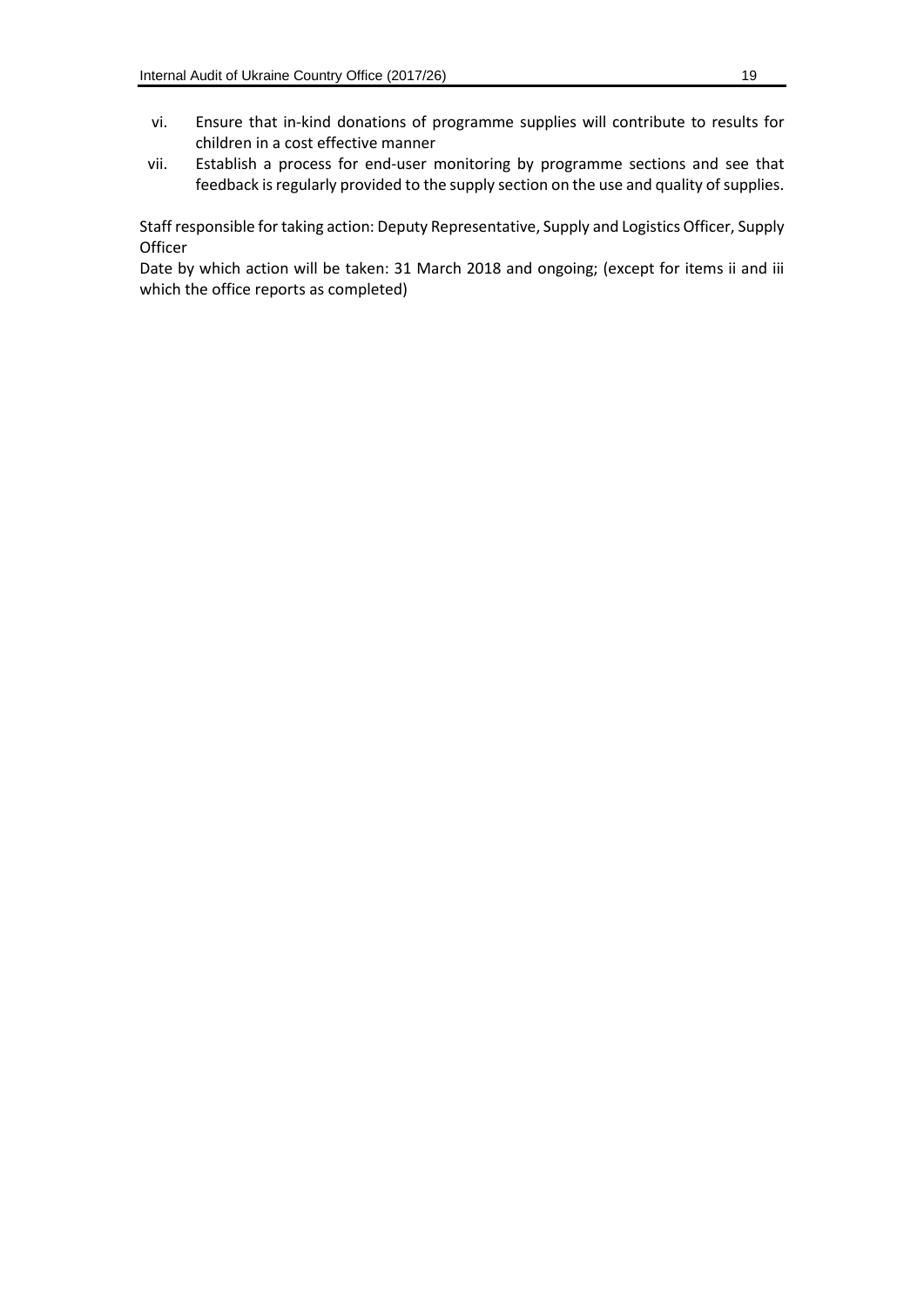vi. Ensure that in-kind donations of programme supplies will contribute to results for children in a cost effective manner
vii. Establish a process for end-user monitoring by programme sections and see that feedback is regularly provided to the supply section on the use and quality of supplies.

Staff responsible for taking action: Deputy Representative, Supply and Logistics Officer, Supply Officer
Date by which action will be taken: 31 March 2018 and ongoing; (except for items ii and iii which the office reports as completed)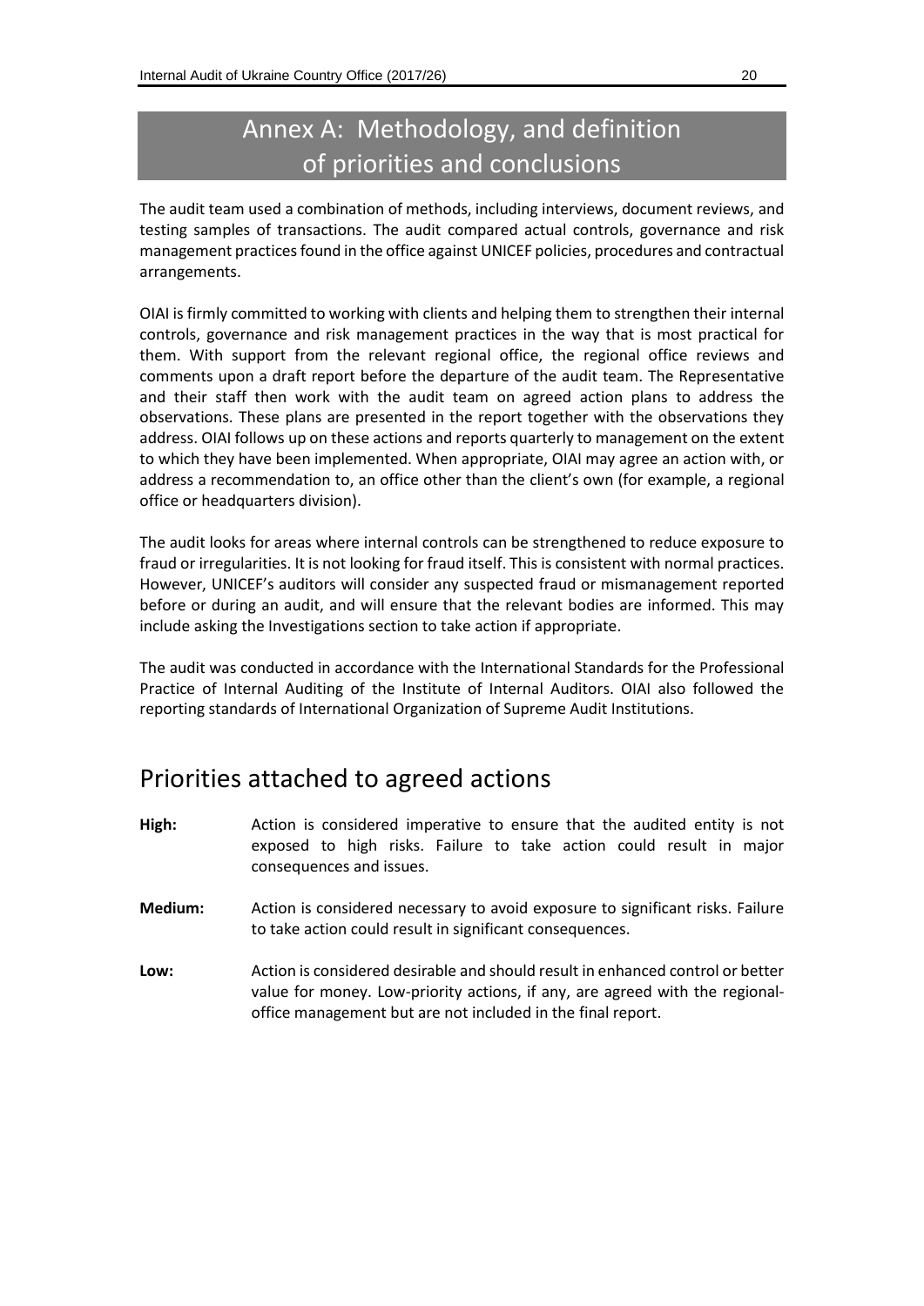# Annex A: Methodology, and definition of priorities and conclusions

The audit team used a combination of methods, including interviews, document reviews, and testing samples of transactions. The audit compared actual controls, governance and risk management practices found in the office against UNICEF policies, procedures and contractual arrangements.

OIAI is firmly committed to working with clients and helping them to strengthen their internal controls, governance and risk management practices in the way that is most practical for them. With support from the relevant regional office, the regional office reviews and comments upon a draft report before the departure of the audit team. The Representative and their staff then work with the audit team on agreed action plans to address the observations. These plans are presented in the report together with the observations they address. OIAI follows up on these actions and reports quarterly to management on the extent to which they have been implemented. When appropriate, OIAI may agree an action with, or address a recommendation to, an office other than the client's own (for example, a regional office or headquarters division).

The audit looks for areas where internal controls can be strengthened to reduce exposure to fraud or irregularities. It is not looking for fraud itself. This is consistent with normal practices. However, UNICEF's auditors will consider any suspected fraud or mismanagement reported before or during an audit, and will ensure that the relevant bodies are informed. This may include asking the Investigations section to take action if appropriate.

The audit was conducted in accordance with the International Standards for the Professional Practice of Internal Auditing of the Institute of Internal Auditors. OIAI also followed the reporting standards of International Organization of Supreme Audit Institutions.

## Priorities attached to agreed actions

**High:** Action is considered imperative to ensure that the audited entity is not exposed to high risks. Failure to take action could result in major consequences and issues.

**Medium:** Action is considered necessary to avoid exposure to significant risks. Failure to take action could result in significant consequences.

**Low:** Action is considered desirable and should result in enhanced control or better value for money. Low-priority actions, if any, are agreed with the regional-office management but are not included in the final report.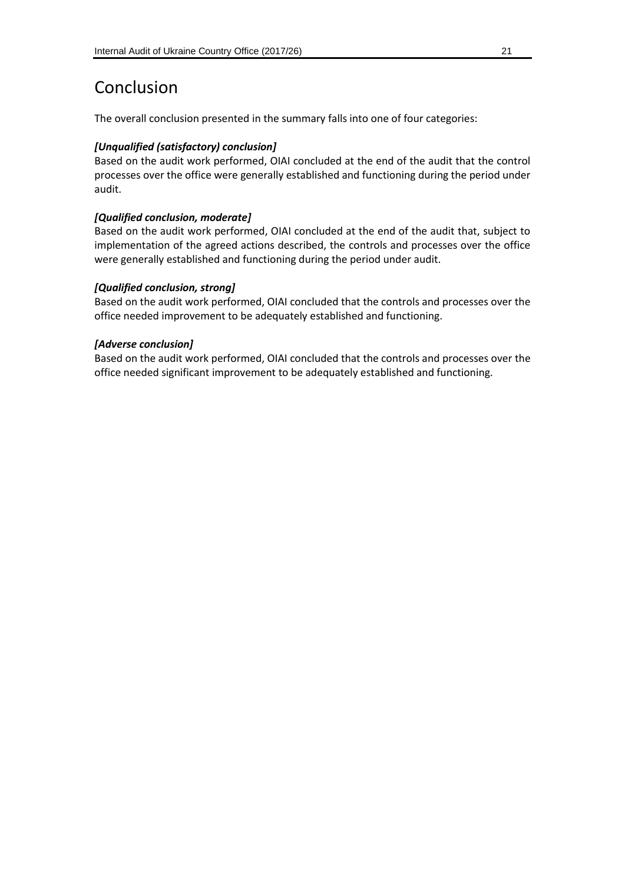# Conclusion

The overall conclusion presented in the summary falls into one of four categories:

***[Unqualified (satisfactory) conclusion]***

Based on the audit work performed, OIAI concluded at the end of the audit that the control processes over the office were generally established and functioning during the period under audit.

***[Qualified conclusion, moderate]***

Based on the audit work performed, OIAI concluded at the end of the audit that, subject to implementation of the agreed actions described, the controls and processes over the office were generally established and functioning during the period under audit.

***[Qualified conclusion, strong]***

Based on the audit work performed, OIAI concluded that the controls and processes over the office needed improvement to be adequately established and functioning.

***[Adverse conclusion]***

Based on the audit work performed, OIAI concluded that the controls and processes over the office needed significant improvement to be adequately established and functioning.